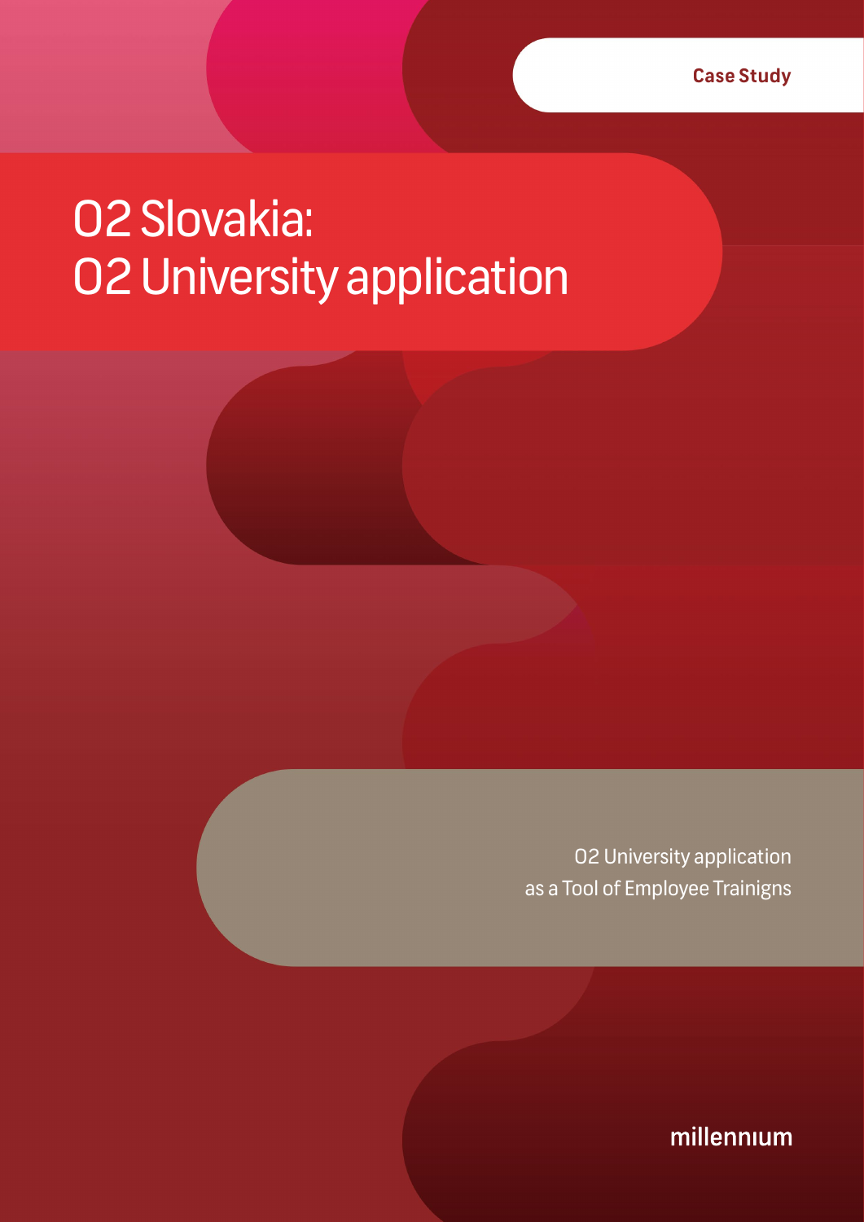Case Study

# O2 Slovakia: O2 University application

O2 University application as a Tool of Employee Trainigns

millennium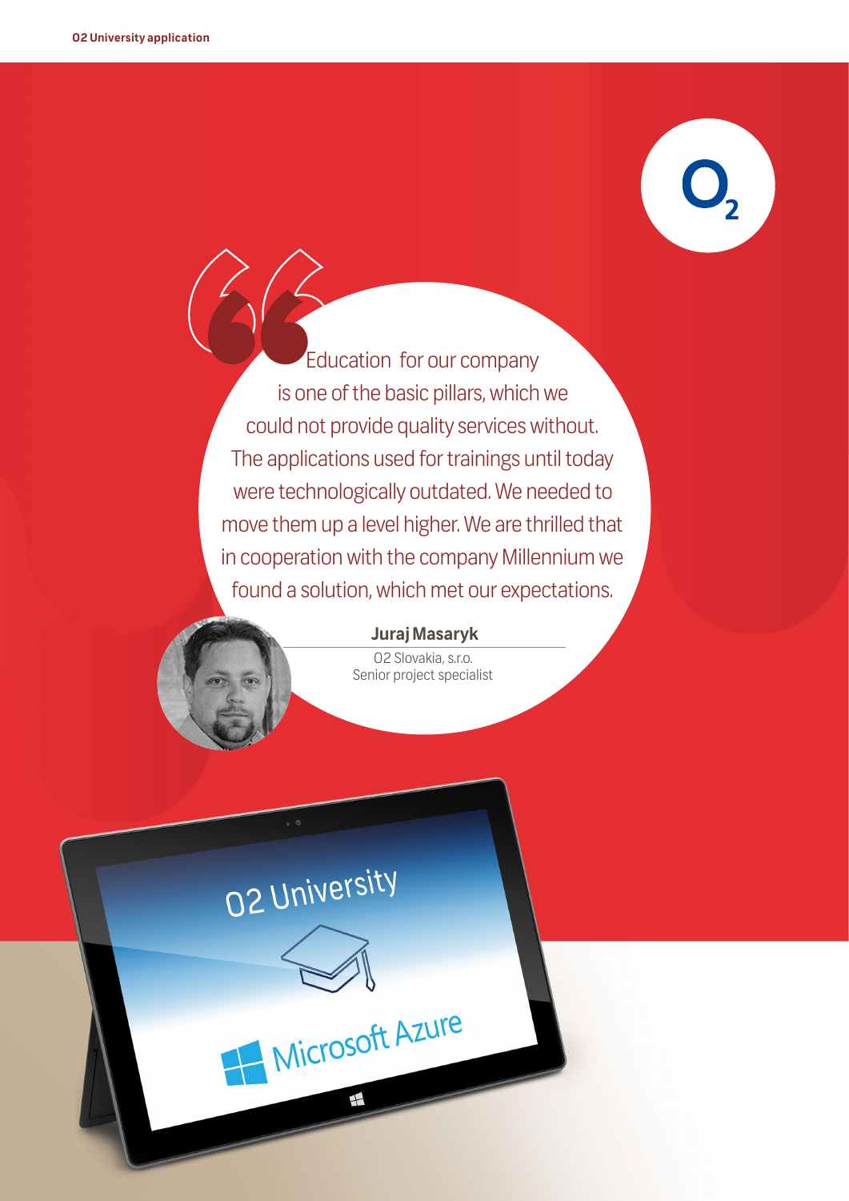> Education for our company is one of the basic pillars, which we could not provide quality services without. The applications used for trainings until today were technologically outdated. We needed to move them up a level higher. We are thrilled that in cooperation with the company Millennium we found a solution, which met our expectations.

**Juraj Masaryk**
O2 Slovakia, s.r.o.
Senior project specialist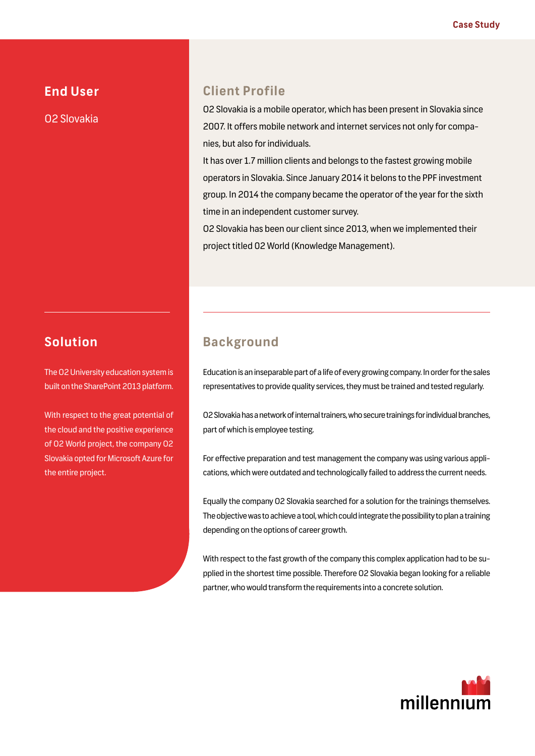## End User

O2 Slovakia

## Client Profile

O2 Slovakia is a mobile operator, which has been present in Slovakia since 2007. It offers mobile network and internet services not only for companies, but also for individuals.

It has over 1.7 million clients and belongs to the fastest growing mobile operators in Slovakia. Since January 2014 it belons to the PPF investment group. In 2014 the company became the operator of the year for the sixth time in an independent customer survey.

O2 Slovakia has been our client since 2013, when we implemented their project titled O2 World (Knowledge Management).

## Solution

The O2 University education system is built on the SharePoint 2013 platform.

With respect to the great potential of the cloud and the positive experience of O2 World project, the company O2 Slovakia opted for Microsoft Azure for the entire project.

## Background

Education is an inseparable part of a life of every growing company. In order for the sales representatives to provide quality services, they must be trained and tested regularly.

O2 Slovakia has a network of internal trainers, who secure trainings for individual branches, part of which is employee testing.

For effective preparation and test management the company was using various applications, which were outdated and technologically failed to address the current needs.

Equally the company O2 Slovakia searched for a solution for the trainings themselves. The objective was to achieve a tool, which could integrate the possibility to plan a training depending on the options of career growth.

With respect to the fast growth of the company this complex application had to be supplied in the shortest time possible. Therefore O2 Slovakia began looking for a reliable partner, who would transform the requirements into a concrete solution.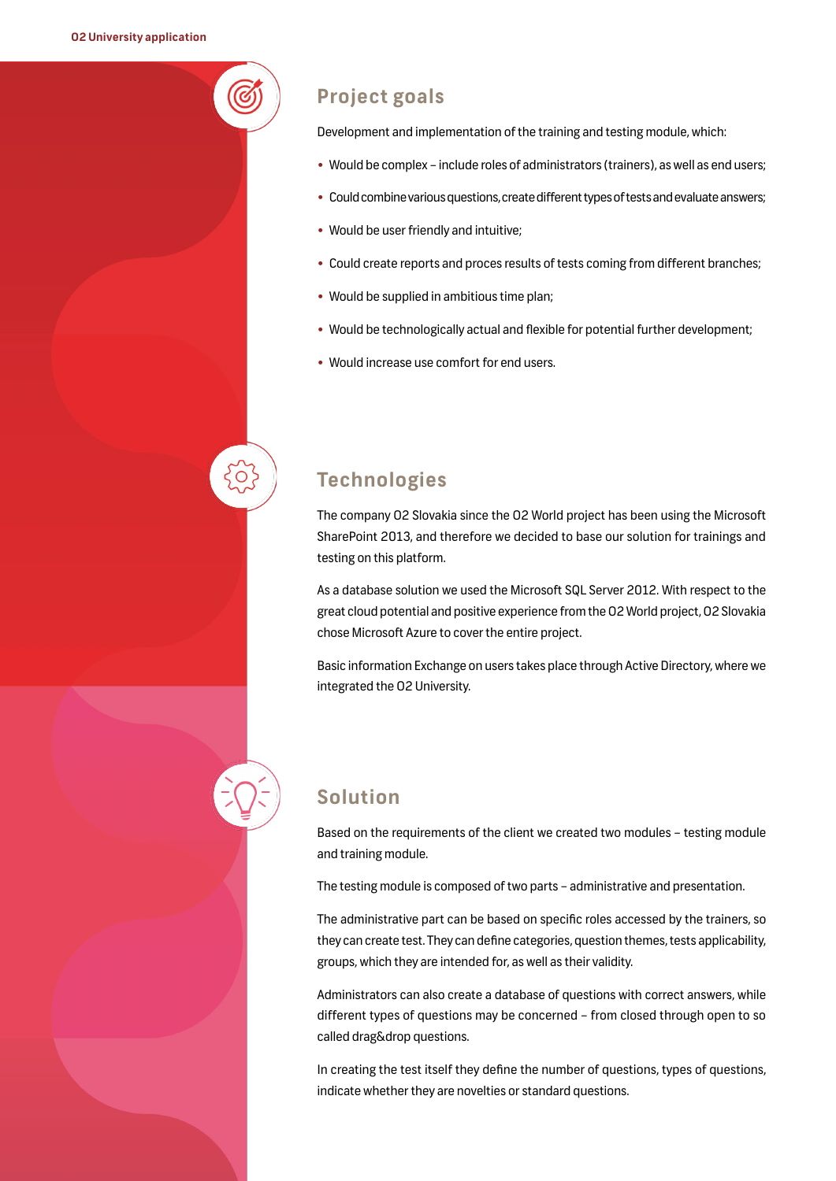## Project goals

Development and implementation of the training and testing module, which:

- Would be complex – include roles of administrators (trainers), as well as end users;
- Could combine various questions, create different types of tests and evaluate answers;
- Would be user friendly and intuitive;
- Could create reports and proces results of tests coming from different branches;
- Would be supplied in ambitious time plan;
- Would be technologically actual and flexible for potential further development;
- Would increase use comfort for end users.

## Technologies

The company O2 Slovakia since the O2 World project has been using the Microsoft SharePoint 2013, and therefore we decided to base our solution for trainings and testing on this platform.

As a database solution we used the Microsoft SQL Server 2012. With respect to the great cloud potential and positive experience from the O2 World project, O2 Slovakia chose Microsoft Azure to cover the entire project.

Basic information Exchange on users takes place through Active Directory, where we integrated the O2 University.

## Solution

Based on the requirements of the client we created two modules – testing module and training module.

The testing module is composed of two parts – administrative and presentation.

The administrative part can be based on specific roles accessed by the trainers, so they can create test. They can define categories, question themes, tests applicability, groups, which they are intended for, as well as their validity.

Administrators can also create a database of questions with correct answers, while different types of questions may be concerned – from closed through open to so called drag&drop questions.

In creating the test itself they define the number of questions, types of questions, indicate whether they are novelties or standard questions.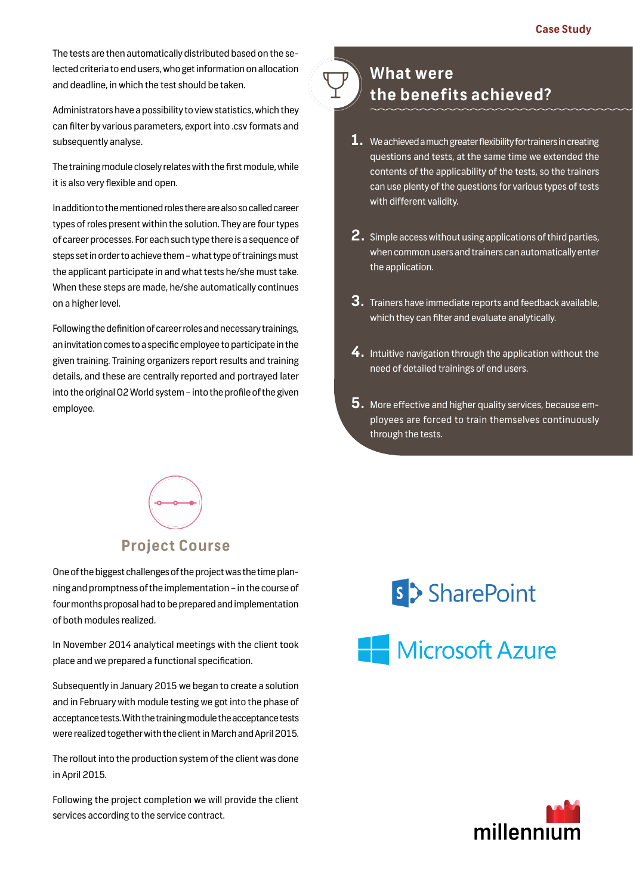The tests are then automatically distributed based on the selected criteria to end users, who get information on allocation and deadline, in which the test should be taken.

Administrators have a possibility to view statistics, which they can filter by various parameters, export into .csv formats and subsequently analyse.

The training module closely relates with the first module, while it is also very flexible and open.

In addition to the mentioned roles there are also so called career types of roles present within the solution. They are four types of career processes. For each such type there is a sequence of steps set in order to achieve them – what type of trainings must the applicant participate in and what tests he/she must take. When these steps are made, he/she automatically continues on a higher level.

Following the definition of career roles and necessary trainings, an invitation comes to a specific employee to participate in the given training. Training organizers report results and training details, and these are centrally reported and portrayed later into the original O2 World system – into the profile of the given employee.

## What were the benefits achieved?

1. We achieved a much greater flexibility for trainers in creating questions and tests, at the same time we extended the contents of the applicability of the tests, so the trainers can use plenty of the questions for various types of tests with different validity.
2. Simple access without using applications of third parties, when common users and trainers can automatically enter the application.
3. Trainers have immediate reports and feedback available, which they can filter and evaluate analytically.
4. Intuitive navigation through the application without the need of detailed trainings of end users.
5. More effective and higher quality services, because employees are forced to train themselves continuously through the tests.

## Project Course

One of the biggest challenges of the project was the time planning and promptness of the implementation – in the course of four months proposal had to be prepared and implementation of both modules realized.

In November 2014 analytical meetings with the client took place and we prepared a functional specification.

Subsequently in January 2015 we began to create a solution and in February with module testing we got into the phase of acceptance tests. With the training module the acceptance tests were realized together with the client in March and April 2015.

The rollout into the production system of the client was done in April 2015.

Following the project completion we will provide the client services according to the service contract.

SharePoint

Microsoft Azure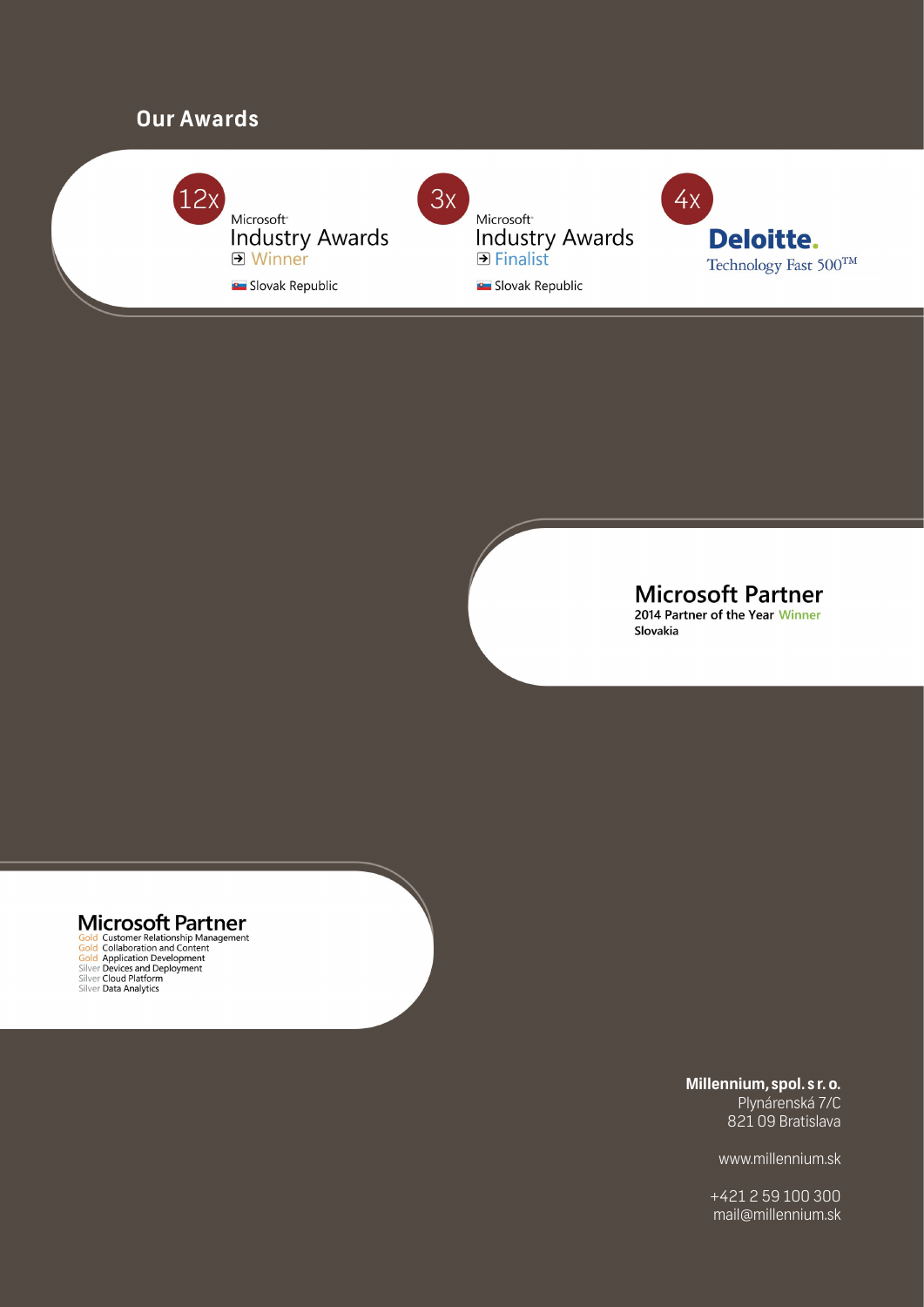## Our Awards

12x Microsoft Industry Awards Winner
Slovak Republic

3x Microsoft Industry Awards Finalist
Slovak Republic

4x Deloitte. Technology Fast 500™

**Microsoft Partner**
2014 Partner of the Year Winner
Slovakia

**Microsoft Partner**
Gold Customer Relationship Management
Gold Collaboration and Content
Gold Application Development
Silver Devices and Deployment
Silver Cloud Platform
Silver Data Analytics

**Millennium, spol. s r. o.**
Plynárenská 7/C
821 09 Bratislava

www.millennium.sk

+421 2 59 100 300
mail@millennium.sk